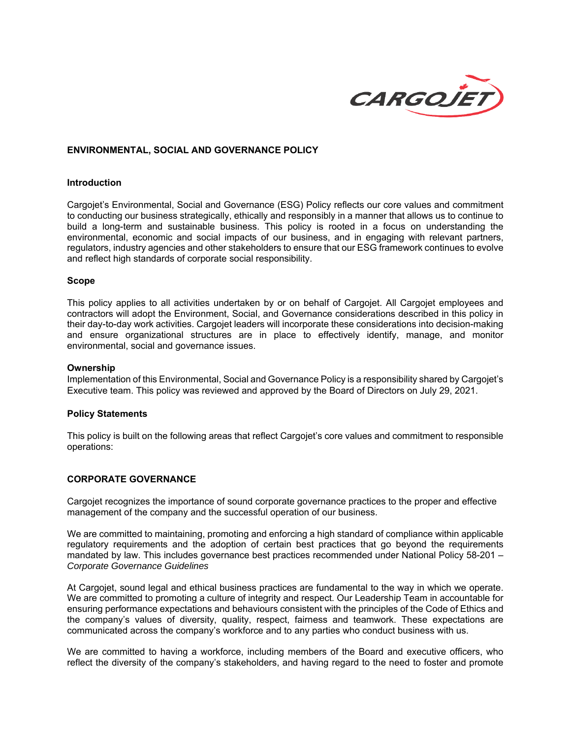## ENVIRONMENTAL, SOCIAL AND GOVERNANCE POLICY

### Introduction

Cargojet's Environmental, Social and Governance (ESG) Policy reflects our core values and commitment to conducting our business strategically, ethically and responsibly in a manner that allows us to continue to build a long-term and sustainable business. This policy is rooted in a focus on understanding the environmental, economic and social impacts of our business, and in engaging with relevant partners, regulators, industry agencies and other stakeholders to ensure that our ESG framework continues to evolve and reflect high standards of corporate social responsibility.

### Scope

This policy applies to all activities undertaken by or on behalf of Cargojet. All Cargojet employees and contractors will adopt the Environment, Social, and Governance considerations described in this policy in their day-to-day work activities. Cargojet leaders will incorporate these considerations into decision-making and ensure organizational structures are in place to effectively identify, manage, and monitor environmental, social and governance issues.

### Ownership

Implementation of this Environmental, Social and Governance Policy is a responsibility shared by Cargojet's Executive team. This policy was reviewed and approved by the Board of Directors on July 29, 2021.

### Policy Statements

This policy is built on the following areas that reflect Cargojet's core values and commitment to responsible operations:

## CORPORATE GOVERNANCE

Cargojet recognizes the importance of sound corporate governance practices to the proper and effective management of the company and the successful operation of our business.

We are committed to maintaining, promoting and enforcing a high standard of compliance within applicable regulatory requirements and the adoption of certain best practices that go beyond the requirements mandated by law. This includes governance best practices recommended under National Policy 58-201 – *Corporate Governance Guidelines*

At Cargojet, sound legal and ethical business practices are fundamental to the way in which we operate. We are committed to promoting a culture of integrity and respect. Our Leadership Team in accountable for ensuring performance expectations and behaviours consistent with the principles of the Code of Ethics and the company's values of diversity, quality, respect, fairness and teamwork. These expectations are communicated across the company's workforce and to any parties who conduct business with us.

We are committed to having a workforce, including members of the Board and executive officers, who reflect the diversity of the company's stakeholders, and having regard to the need to foster and promote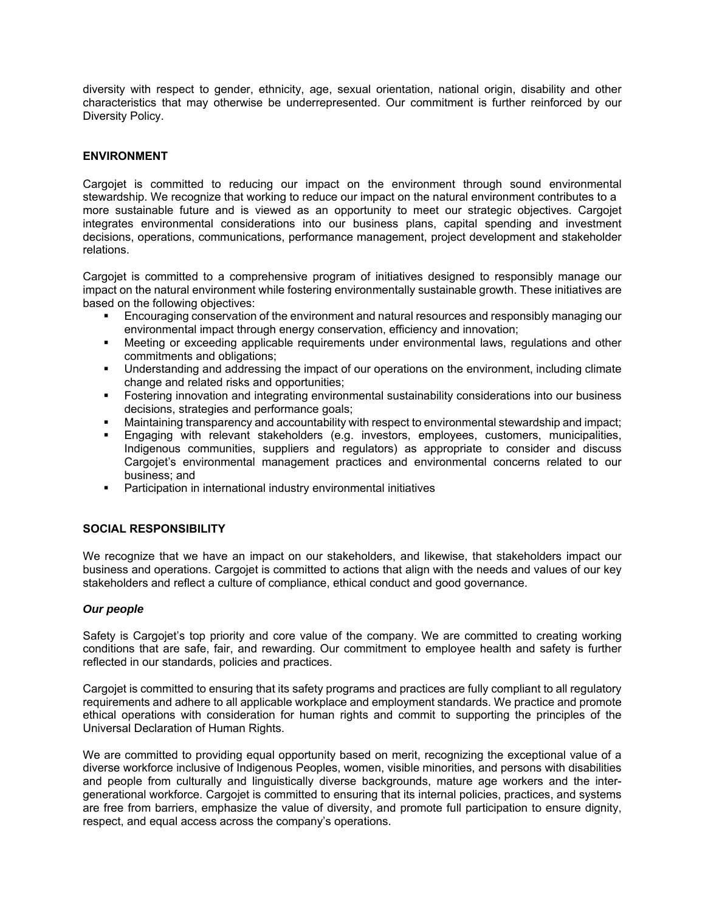diversity with respect to gender, ethnicity, age, sexual orientation, national origin, disability and other characteristics that may otherwise be underrepresented. Our commitment is further reinforced by our Diversity Policy.

## ENVIRONMENT

Cargojet is committed to reducing our impact on the environment through sound environmental stewardship. We recognize that working to reduce our impact on the natural environment contributes to a more sustainable future and is viewed as an opportunity to meet our strategic objectives. Cargojet integrates environmental considerations into our business plans, capital spending and investment decisions, operations, communications, performance management, project development and stakeholder relations.

Cargojet is committed to a comprehensive program of initiatives designed to responsibly manage our impact on the natural environment while fostering environmentally sustainable growth. These initiatives are based on the following objectives:

- Encouraging conservation of the environment and natural resources and responsibly managing our environmental impact through energy conservation, efficiency and innovation;
- Meeting or exceeding applicable requirements under environmental laws, regulations and other commitments and obligations;
- Understanding and addressing the impact of our operations on the environment, including climate change and related risks and opportunities;
- Fostering innovation and integrating environmental sustainability considerations into our business decisions, strategies and performance goals;
- Maintaining transparency and accountability with respect to environmental stewardship and impact;
- Engaging with relevant stakeholders (e.g. investors, employees, customers, municipalities, Indigenous communities, suppliers and regulators) as appropriate to consider and discuss Cargojet's environmental management practices and environmental concerns related to our business; and
- Participation in international industry environmental initiatives

## SOCIAL RESPONSIBILITY

We recognize that we have an impact on our stakeholders, and likewise, that stakeholders impact our business and operations. Cargojet is committed to actions that align with the needs and values of our key stakeholders and reflect a culture of compliance, ethical conduct and good governance.

### *Our people*

Safety is Cargojet's top priority and core value of the company. We are committed to creating working conditions that are safe, fair, and rewarding. Our commitment to employee health and safety is further reflected in our standards, policies and practices.

Cargojet is committed to ensuring that its safety programs and practices are fully compliant to all regulatory requirements and adhere to all applicable workplace and employment standards. We practice and promote ethical operations with consideration for human rights and commit to supporting the principles of the Universal Declaration of Human Rights.

We are committed to providing equal opportunity based on merit, recognizing the exceptional value of a diverse workforce inclusive of Indigenous Peoples, women, visible minorities, and persons with disabilities and people from culturally and linguistically diverse backgrounds, mature age workers and the inter-generational workforce. Cargojet is committed to ensuring that its internal policies, practices, and systems are free from barriers, emphasize the value of diversity, and promote full participation to ensure dignity, respect, and equal access across the company's operations.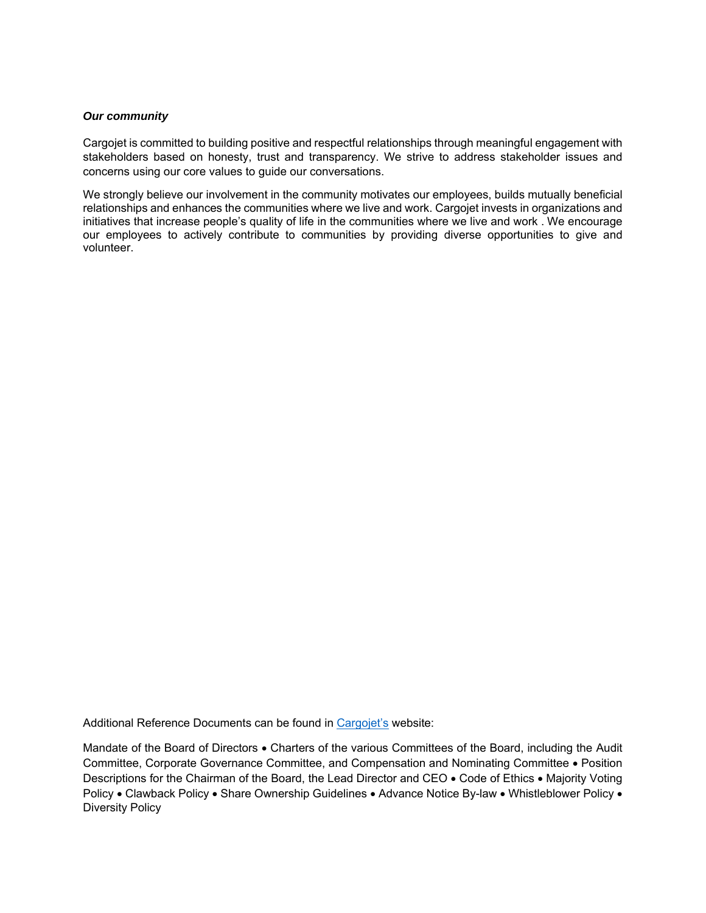***Our community***

Cargojet is committed to building positive and respectful relationships through meaningful engagement with stakeholders based on honesty, trust and transparency. We strive to address stakeholder issues and concerns using our core values to guide our conversations.

We strongly believe our involvement in the community motivates our employees, builds mutually beneficial relationships and enhances the communities where we live and work. Cargojet invests in organizations and initiatives that increase people's quality of life in the communities where we live and work . We encourage our employees to actively contribute to communities by providing diverse opportunities to give and volunteer.

Additional Reference Documents can be found in Cargojet's website:

Mandate of the Board of Directors • Charters of the various Committees of the Board, including the Audit Committee, Corporate Governance Committee, and Compensation and Nominating Committee • Position Descriptions for the Chairman of the Board, the Lead Director and CEO • Code of Ethics • Majority Voting Policy • Clawback Policy • Share Ownership Guidelines • Advance Notice By-law • Whistleblower Policy • Diversity Policy